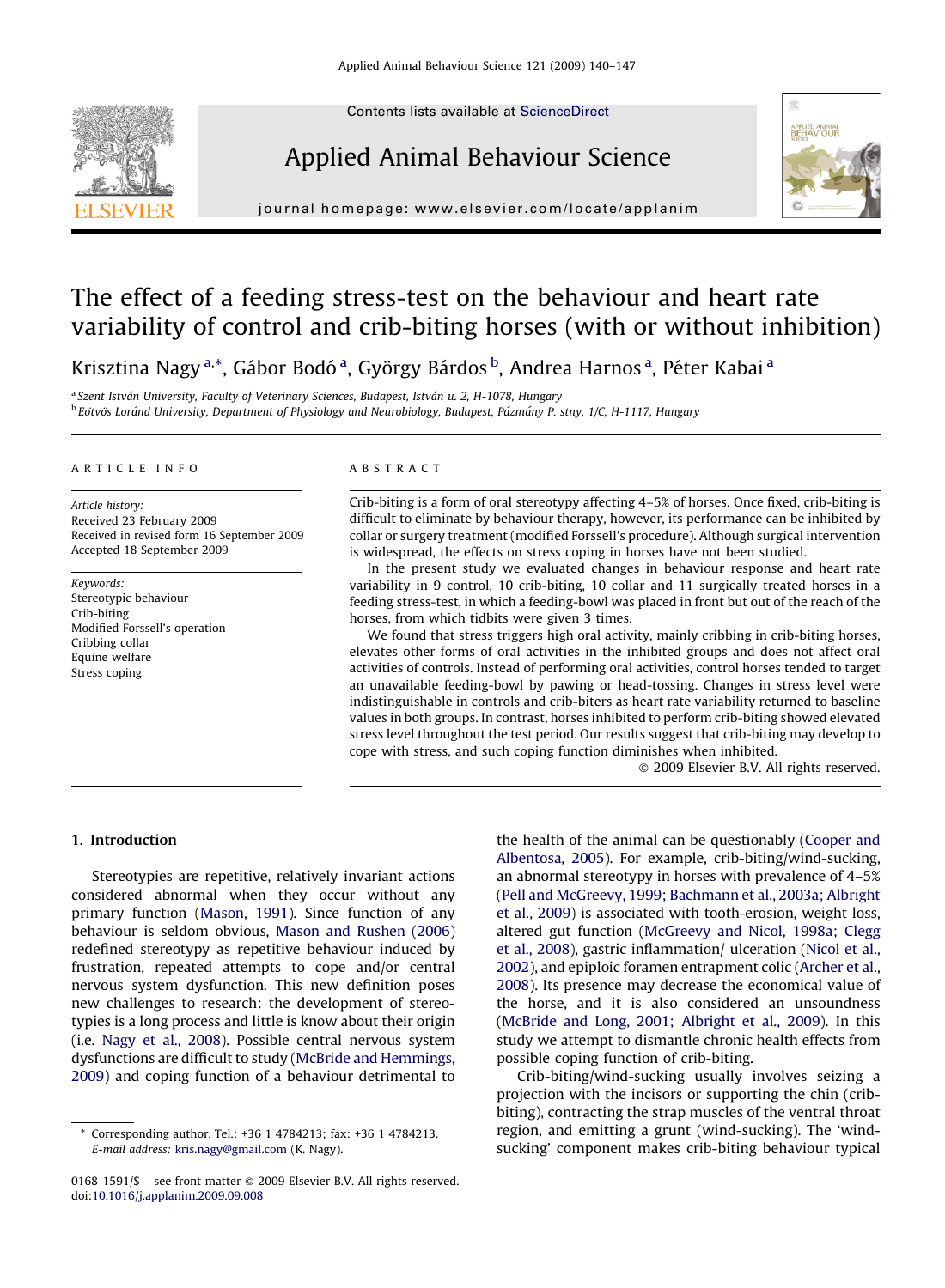# The effect of a feeding stress-test on the behaviour and heart rate variability of control and crib-biting horses (with or without inhibition)

Krisztina Nagy [a,*], Gábor Bodó [a], György Bárdos [b], Andrea Harnos [a], Péter Kabai [a]

[a] Szent István University, Faculty of Veterinary Sciences, Budapest, István u. 2, H-1078, Hungary
[b] Eötvös Loránd University, Department of Physiology and Neurobiology, Budapest, Pázmány P. stny. 1/C, H-1117, Hungary

## ARTICLE INFO

*Article history:*
Received 23 February 2009
Received in revised form 16 September 2009
Accepted 18 September 2009

*Keywords:*
Stereotypic behaviour
Crib-biting
Modified Forssell's operation
Cribbing collar
Equine welfare
Stress coping

## ABSTRACT

Crib-biting is a form of oral stereotypy affecting 4–5% of horses. Once fixed, crib-biting is difficult to eliminate by behaviour therapy, however, its performance can be inhibited by collar or surgery treatment (modified Forssell's procedure). Although surgical intervention is widespread, the effects on stress coping in horses have not been studied.

In the present study we evaluated changes in behaviour response and heart rate variability in 9 control, 10 crib-biting, 10 collar and 11 surgically treated horses in a feeding stress-test, in which a feeding-bowl was placed in front but out of the reach of the horses, from which tidbits were given 3 times.

We found that stress triggers high oral activity, mainly cribbing in crib-biting horses, elevates other forms of oral activities in the inhibited groups and does not affect oral activities of controls. Instead of performing oral activities, control horses tended to target an unavailable feeding-bowl by pawing or head-tossing. Changes in stress level were indistinguishable in controls and crib-biters as heart rate variability returned to baseline values in both groups. In contrast, horses inhibited to perform crib-biting showed elevated stress level throughout the test period. Our results suggest that crib-biting may develop to cope with stress, and such coping function diminishes when inhibited.

© 2009 Elsevier B.V. All rights reserved.

## 1. Introduction

Stereotypies are repetitive, relatively invariant actions considered abnormal when they occur without any primary function (Mason, 1991). Since function of any behaviour is seldom obvious, Mason and Rushen (2006) redefined stereotypy as repetitive behaviour induced by frustration, repeated attempts to cope and/or central nervous system dysfunction. This new definition poses new challenges to research: the development of stereotypies is a long process and little is know about their origin (i.e. Nagy et al., 2008). Possible central nervous system dysfunctions are difficult to study (McBride and Hemmings, 2009) and coping function of a behaviour detrimental to the health of the animal can be questionably (Cooper and Albentosa, 2005). For example, crib-biting/wind-sucking, an abnormal stereotypy in horses with prevalence of 4–5% (Pell and McGreevy, 1999; Bachmann et al., 2003a; Albright et al., 2009) is associated with tooth-erosion, weight loss, altered gut function (McGreevy and Nicol, 1998a; Clegg et al., 2008), gastric inflammation/ ulceration (Nicol et al., 2002), and epiploic foramen entrapment colic (Archer et al., 2008). Its presence may decrease the economical value of the horse, and it is also considered an unsoundness (McBride and Long, 2001; Albright et al., 2009). In this study we attempt to dismantle chronic health effects from possible coping function of crib-biting.

Crib-biting/wind-sucking usually involves seizing a projection with the incisors or supporting the chin (crib-biting), contracting the strap muscles of the ventral throat region, and emitting a grunt (wind-sucking). The 'wind-sucking' component makes crib-biting behaviour typical

* Corresponding author. Tel.: +36 1 4784213; fax: +36 1 4784213. E-mail address: kris.nagy@gmail.com (K. Nagy).

0168-1591/$ – see front matter © 2009 Elsevier B.V. All rights reserved.
doi:10.1016/j.applanim.2009.09.008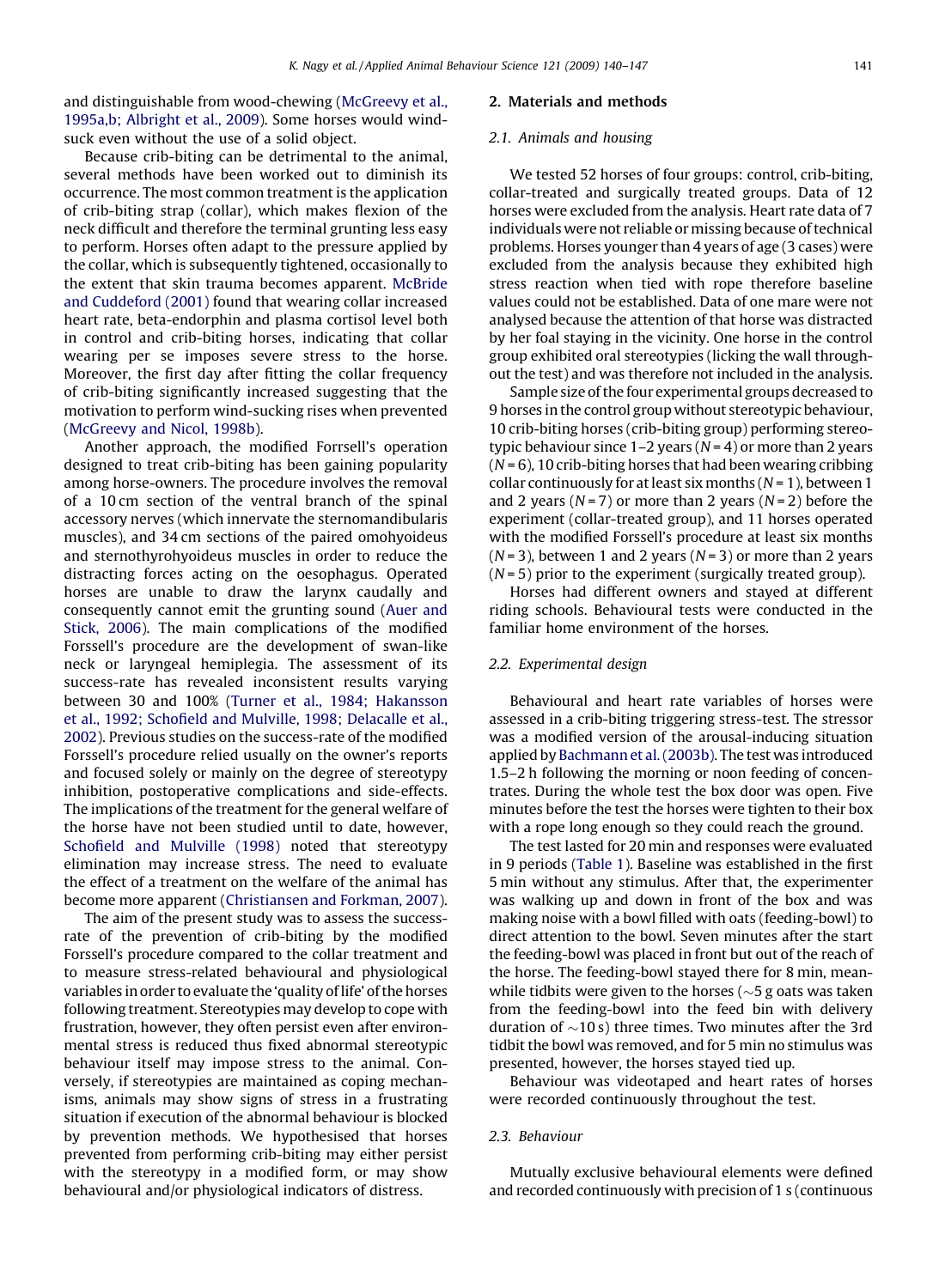and distinguishable from wood-chewing (McGreevy et al., 1995a,b; Albright et al., 2009). Some horses would wind-suck even without the use of a solid object.

Because crib-biting can be detrimental to the animal, several methods have been worked out to diminish its occurrence. The most common treatment is the application of crib-biting strap (collar), which makes flexion of the neck difficult and therefore the terminal grunting less easy to perform. Horses often adapt to the pressure applied by the collar, which is subsequently tightened, occasionally to the extent that skin trauma becomes apparent. McBride and Cuddeford (2001) found that wearing collar increased heart rate, beta-endorphin and plasma cortisol level both in control and crib-biting horses, indicating that collar wearing per se imposes severe stress to the horse. Moreover, the first day after fitting the collar frequency of crib-biting significantly increased suggesting that the motivation to perform wind-sucking rises when prevented (McGreevy and Nicol, 1998b).

Another approach, the modified Forrsell's operation designed to treat crib-biting has been gaining popularity among horse-owners. The procedure involves the removal of a 10 cm section of the ventral branch of the spinal accessory nerves (which innervate the sternomandibularis muscles), and 34 cm sections of the paired omohyoideus and sternothyrohyoideus muscles in order to reduce the distracting forces acting on the oesophagus. Operated horses are unable to draw the larynx caudally and consequently cannot emit the grunting sound (Auer and Stick, 2006). The main complications of the modified Forssell's procedure are the development of swan-like neck or laryngeal hemiplegia. The assessment of its success-rate has revealed inconsistent results varying between 30 and 100% (Turner et al., 1984; Hakansson et al., 1992; Schofield and Mulville, 1998; Delacalle et al., 2002). Previous studies on the success-rate of the modified Forssell's procedure relied usually on the owner's reports and focused solely or mainly on the degree of stereotypy inhibition, postoperative complications and side-effects. The implications of the treatment for the general welfare of the horse have not been studied until to date, however, Schofield and Mulville (1998) noted that stereotypy elimination may increase stress. The need to evaluate the effect of a treatment on the welfare of the animal has become more apparent (Christiansen and Forkman, 2007).

The aim of the present study was to assess the success-rate of the prevention of crib-biting by the modified Forssell's procedure compared to the collar treatment and to measure stress-related behavioural and physiological variables in order to evaluate the 'quality of life' of the horses following treatment. Stereotypies may develop to cope with frustration, however, they often persist even after environmental stress is reduced thus fixed abnormal stereotypic behaviour itself may impose stress to the animal. Conversely, if stereotypies are maintained as coping mechanisms, animals may show signs of stress in a frustrating situation if execution of the abnormal behaviour is blocked by prevention methods. We hypothesised that horses prevented from performing crib-biting may either persist with the stereotypy in a modified form, or may show behavioural and/or physiological indicators of distress.

## 2. Materials and methods

### 2.1. Animals and housing

We tested 52 horses of four groups: control, crib-biting, collar-treated and surgically treated groups. Data of 12 horses were excluded from the analysis. Heart rate data of 7 individuals were not reliable or missing because of technical problems. Horses younger than 4 years of age (3 cases) were excluded from the analysis because they exhibited high stress reaction when tied with rope therefore baseline values could not be established. Data of one mare were not analysed because the attention of that horse was distracted by her foal staying in the vicinity. One horse in the control group exhibited oral stereotypies (licking the wall throughout the test) and was therefore not included in the analysis.

Sample size of the four experimental groups decreased to 9 horses in the control group without stereotypic behaviour, 10 crib-biting horses (crib-biting group) performing stereotypic behaviour since 1–2 years ($N = 4$) or more than 2 years ($N = 6$), 10 crib-biting horses that had been wearing cribbing collar continuously for at least six months ($N = 1$), between 1 and 2 years ($N = 7$) or more than 2 years ($N = 2$) before the experiment (collar-treated group), and 11 horses operated with the modified Forssell's procedure at least six months ($N = 3$), between 1 and 2 years ($N = 3$) or more than 2 years ($N = 5$) prior to the experiment (surgically treated group).

Horses had different owners and stayed at different riding schools. Behavioural tests were conducted in the familiar home environment of the horses.

### 2.2. Experimental design

Behavioural and heart rate variables of horses were assessed in a crib-biting triggering stress-test. The stressor was a modified version of the arousal-inducing situation applied by Bachmann et al. (2003b). The test was introduced 1.5–2 h following the morning or noon feeding of concentrates. During the whole test the box door was open. Five minutes before the test the horses were tighten to their box with a rope long enough so they could reach the ground.

The test lasted for 20 min and responses were evaluated in 9 periods (Table 1). Baseline was established in the first 5 min without any stimulus. After that, the experimenter was walking up and down in front of the box and was making noise with a bowl filled with oats (feeding-bowl) to direct attention to the bowl. Seven minutes after the start the feeding-bowl was placed in front but out of the reach of the horse. The feeding-bowl stayed there for 8 min, meanwhile tidbits were given to the horses (~5 g oats was taken from the feeding-bowl into the feed bin with delivery duration of ~10 s) three times. Two minutes after the 3rd tidbit the bowl was removed, and for 5 min no stimulus was presented, however, the horses stayed tied up.

Behaviour was videotaped and heart rates of horses were recorded continuously throughout the test.

### 2.3. Behaviour

Mutually exclusive behavioural elements were defined and recorded continuously with precision of 1 s (continuous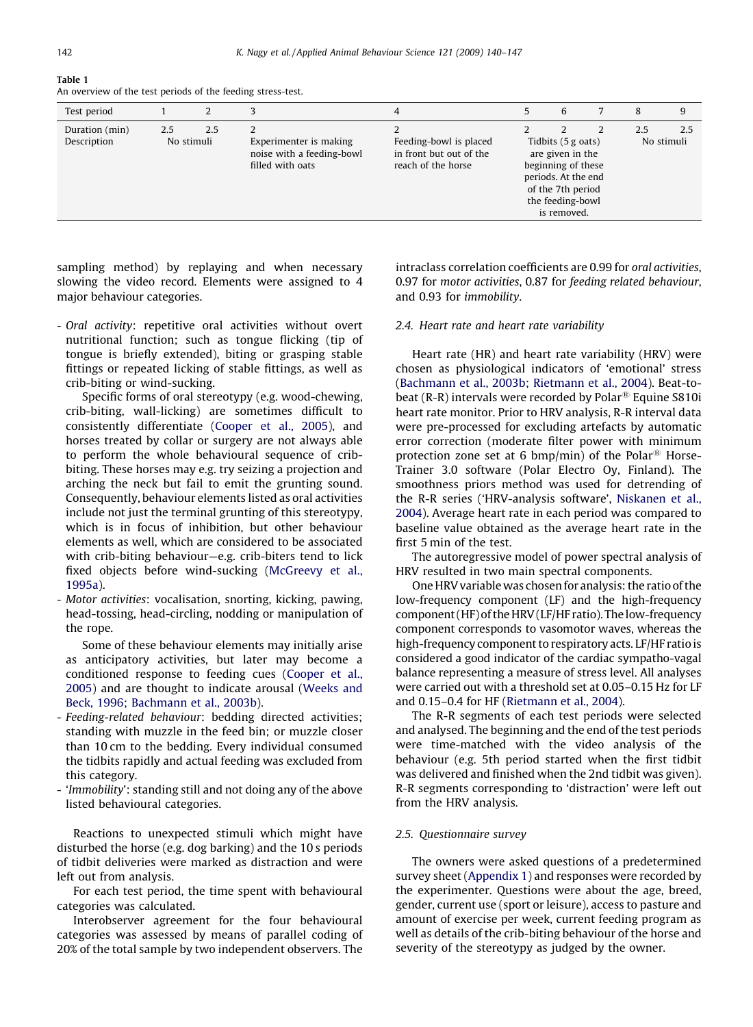**Table 1**
An overview of the test periods of the feeding stress-test.

| Test period | 1 | 2 | 3 | 4 | 5 | 6 | 7 | 8 | 9 |
|---|---|---|---|---|---|---|---|---|---|
| Duration (min) | 2.5 | 2.5 | 2 | 2 | 2 | 2 | 2 | 2.5 | 2.5 |
| Description | No stimuli | | Experimenter is making noise with a feeding-bowl filled with oats | Feeding-bowl is placed in front but out of the reach of the horse | Tidbits (5 g oats) are given in the beginning of these periods. At the end of the 7th period the feeding-bowl is removed. | | | No stimuli | |

sampling method) by replaying and when necessary slowing the video record. Elements were assigned to 4 major behaviour categories.

- *Oral activity*: repetitive oral activities without overt nutritional function; such as tongue flicking (tip of tongue is briefly extended), biting or grasping stable fittings or repeated licking of stable fittings, as well as crib-biting or wind-sucking.

  Specific forms of oral stereotypy (e.g. wood-chewing, crib-biting, wall-licking) are sometimes difficult to consistently differentiate (Cooper et al., 2005), and horses treated by collar or surgery are not always able to perform the whole behavioural sequence of crib-biting. These horses may e.g. try seizing a projection and arching the neck but fail to emit the grunting sound. Consequently, behaviour elements listed as oral activities include not just the terminal grunting of this stereotypy, which is in focus of inhibition, but other behaviour elements as well, which are considered to be associated with crib-biting behaviour—e.g. crib-biters tend to lick fixed objects before wind-sucking (McGreevy et al., 1995a).
- *Motor activities*: vocalisation, snorting, kicking, pawing, head-tossing, head-circling, nodding or manipulation of the rope.

  Some of these behaviour elements may initially arise as anticipatory activities, but later may become a conditioned response to feeding cues (Cooper et al., 2005) and are thought to indicate arousal (Weeks and Beck, 1996; Bachmann et al., 2003b).
- *Feeding-related behaviour*: bedding directed activities; standing with muzzle in the feed bin; or muzzle closer than 10 cm to the bedding. Every individual consumed the tidbits rapidly and actual feeding was excluded from this category.
- '*Immobility*': standing still and not doing any of the above listed behavioural categories.

Reactions to unexpected stimuli which might have disturbed the horse (e.g. dog barking) and the 10 s periods of tidbit deliveries were marked as distraction and were left out from analysis.

For each test period, the time spent with behavioural categories was calculated.

Interobserver agreement for the four behavioural categories was assessed by means of parallel coding of 20% of the total sample by two independent observers. The intraclass correlation coefficients are 0.99 for *oral activities*, 0.97 for *motor activities*, 0.87 for *feeding related behaviour*, and 0.93 for *immobility*.

### 2.4. Heart rate and heart rate variability

Heart rate (HR) and heart rate variability (HRV) were chosen as physiological indicators of 'emotional' stress (Bachmann et al., 2003b; Rietmann et al., 2004). Beat-to-beat (R-R) intervals were recorded by Polar® Equine S810i heart rate monitor. Prior to HRV analysis, R-R interval data were pre-processed for excluding artefacts by automatic error correction (moderate filter power with minimum protection zone set at 6 bmp/min) of the Polar® Horse-Trainer 3.0 software (Polar Electro Oy, Finland). The smoothness priors method was used for detrending of the R-R series ('HRV-analysis software', Niskanen et al., 2004). Average heart rate in each period was compared to baseline value obtained as the average heart rate in the first 5 min of the test.

The autoregressive model of power spectral analysis of HRV resulted in two main spectral components.

One HRV variable was chosen for analysis: the ratio of the low-frequency component (LF) and the high-frequency component (HF) of the HRV (LF/HF ratio). The low-frequency component corresponds to vasomotor waves, whereas the high-frequency component to respiratory acts. LF/HF ratio is considered a good indicator of the cardiac sympatho-vagal balance representing a measure of stress level. All analyses were carried out with a threshold set at 0.05–0.15 Hz for LF and 0.15–0.4 for HF (Rietmann et al., 2004).

The R-R segments of each test periods were selected and analysed. The beginning and the end of the test periods were time-matched with the video analysis of the behaviour (e.g. 5th period started when the first tidbit was delivered and finished when the 2nd tidbit was given). R-R segments corresponding to 'distraction' were left out from the HRV analysis.

### 2.5. Questionnaire survey

The owners were asked questions of a predetermined survey sheet (Appendix 1) and responses were recorded by the experimenter. Questions were about the age, breed, gender, current use (sport or leisure), access to pasture and amount of exercise per week, current feeding program as well as details of the crib-biting behaviour of the horse and severity of the stereotypy as judged by the owner.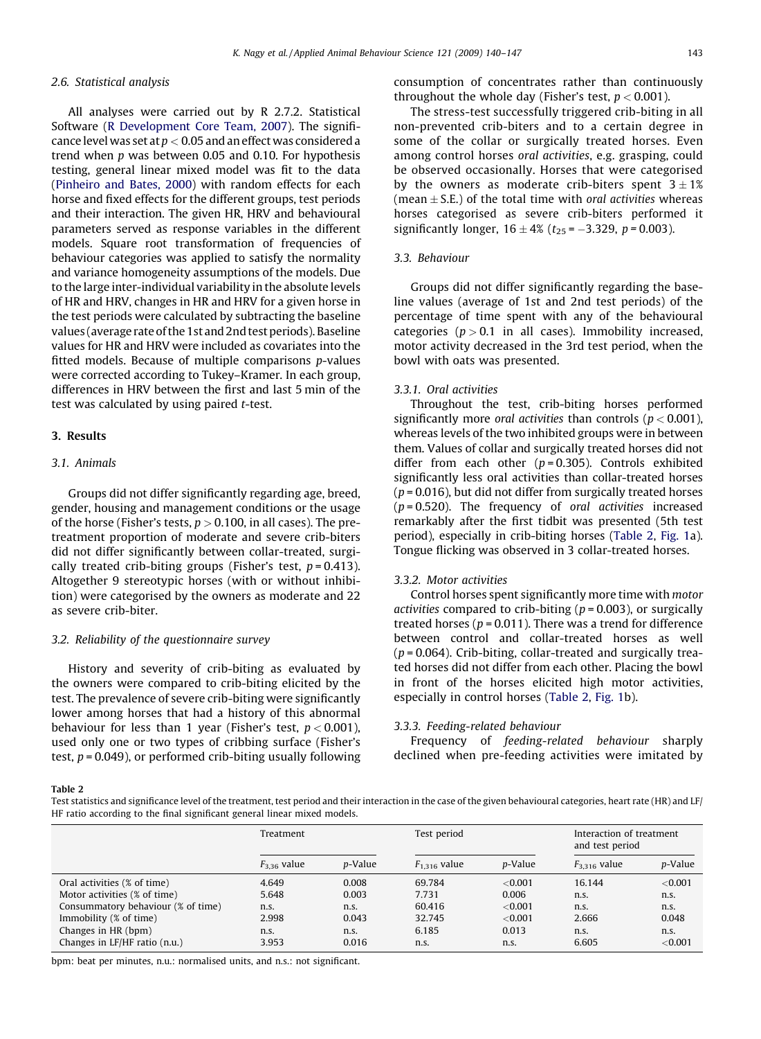### 2.6. Statistical analysis

All analyses were carried out by R 2.7.2. Statistical Software (R Development Core Team, 2007). The significance level was set at $p < 0.05$ and an effect was considered a trend when $p$ was between 0.05 and 0.10. For hypothesis testing, general linear mixed model was fit to the data (Pinheiro and Bates, 2000) with random effects for each horse and fixed effects for the different groups, test periods and their interaction. The given HR, HRV and behavioural parameters served as response variables in the different models. Square root transformation of frequencies of behaviour categories was applied to satisfy the normality and variance homogeneity assumptions of the models. Due to the large inter-individual variability in the absolute levels of HR and HRV, changes in HR and HRV for a given horse in the test periods were calculated by subtracting the baseline values (average rate of the 1st and 2nd test periods). Baseline values for HR and HRV were included as covariates into the fitted models. Because of multiple comparisons $p$-values were corrected according to Tukey–Kramer. In each group, differences in HRV between the first and last 5 min of the test was calculated by using paired $t$-test.

## 3. Results

### 3.1. Animals

Groups did not differ significantly regarding age, breed, gender, housing and management conditions or the usage of the horse (Fisher's tests, $p > 0.100$, in all cases). The pre-treatment proportion of moderate and severe crib-biters did not differ significantly between collar-treated, surgically treated crib-biting groups (Fisher's test, $p = 0.413$). Altogether 9 stereotypic horses (with or without inhibition) were categorised by the owners as moderate and 22 as severe crib-biter.

### 3.2. Reliability of the questionnaire survey

History and severity of crib-biting as evaluated by the owners were compared to crib-biting elicited by the test. The prevalence of severe crib-biting were significantly lower among horses that had a history of this abnormal behaviour for less than 1 year (Fisher's test, $p < 0.001$), used only one or two types of cribbing surface (Fisher's test, $p = 0.049$), or performed crib-biting usually following consumption of concentrates rather than continuously throughout the whole day (Fisher's test, $p < 0.001$).

The stress-test successfully triggered crib-biting in all non-prevented crib-biters and to a certain degree in some of the collar or surgically treated horses. Even among control horses *oral activities*, e.g. grasping, could be observed occasionally. Horses that were categorised by the owners as moderate crib-biters spent $3 \pm 1\%$ (mean $\pm$ S.E.) of the total time with *oral activities* whereas horses categorised as severe crib-biters performed it significantly longer, $16 \pm 4\%$ ($t_{25} = -3.329$, $p = 0.003$).

### 3.3. Behaviour

Groups did not differ significantly regarding the baseline values (average of 1st and 2nd test periods) of the percentage of time spent with any of the behavioural categories ($p > 0.1$ in all cases). Immobility increased, motor activity decreased in the 3rd test period, when the bowl with oats was presented.

#### 3.3.1. Oral activities

Throughout the test, crib-biting horses performed significantly more *oral activities* than controls ($p < 0.001$), whereas levels of the two inhibited groups were in between them. Values of collar and surgically treated horses did not differ from each other ($p = 0.305$). Controls exhibited significantly less oral activities than collar-treated horses ($p = 0.016$), but did not differ from surgically treated horses ($p = 0.520$). The frequency of *oral activities* increased remarkably after the first tidbit was presented (5th test period), especially in crib-biting horses (Table 2, Fig. 1a). Tongue flicking was observed in 3 collar-treated horses.

#### 3.3.2. Motor activities

Control horses spent significantly more time with *motor activities* compared to crib-biting ($p = 0.003$), or surgically treated horses ($p = 0.011$). There was a trend for difference between control and collar-treated horses as well ($p = 0.064$). Crib-biting, collar-treated and surgically treated horses did not differ from each other. Placing the bowl in front of the horses elicited high motor activities, especially in control horses (Table 2, Fig. 1b).

#### 3.3.3. Feeding-related behaviour

Frequency of *feeding-related behaviour* sharply declined when pre-feeding activities were imitated by

**Table 2**
Test statistics and significance level of the treatment, test period and their interaction in the case of the given behavioural categories, heart rate (HR) and LF/HF ratio according to the final significant general linear mixed models.

| | Treatment | | Test period | | Interaction of treatment and test period | |
|---|---|---|---|---|---|---|
| | $F_{3,36}$ value | $p$-Value | $F_{1,316}$ value | $p$-Value | $F_{3,316}$ value | $p$-Value |
| Oral activities (% of time) | 4.649 | 0.008 | 69.784 | <0.001 | 16.144 | <0.001 |
| Motor activities (% of time) | 5.648 | 0.003 | 7.731 | 0.006 | n.s. | n.s. |
| Consummatory behaviour (% of time) | n.s. | n.s. | 60.416 | <0.001 | n.s. | n.s. |
| Immobility (% of time) | 2.998 | 0.043 | 32.745 | <0.001 | 2.666 | 0.048 |
| Changes in HR (bpm) | n.s. | n.s. | 6.185 | 0.013 | n.s. | n.s. |
| Changes in LF/HF ratio (n.u.) | 3.953 | 0.016 | n.s. | n.s. | 6.605 | <0.001 |

bpm: beat per minutes, n.u.: normalised units, and n.s.: not significant.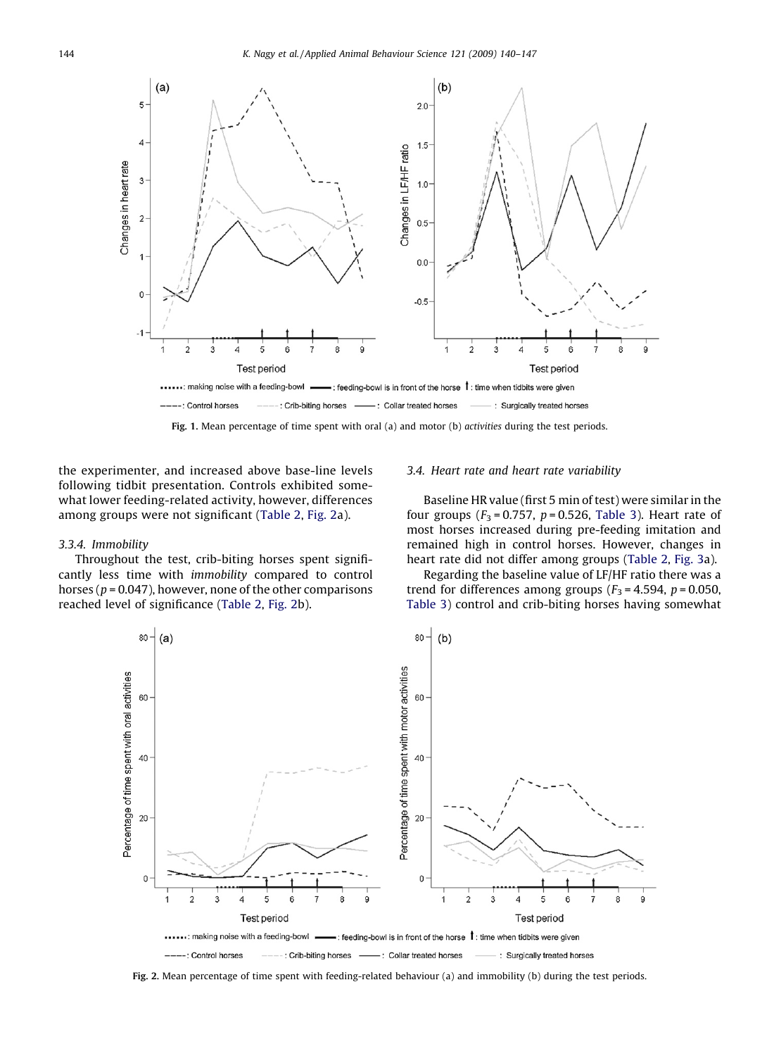Fig. 1. Mean percentage of time spent with oral (a) and motor (b) *activities* during the test periods.

the experimenter, and increased above base-line levels following tidbit presentation. Controls exhibited somewhat lower feeding-related activity, however, differences among groups were not significant (Table 2, Fig. 2a).

#### 3.3.4. Immobility

Throughout the test, crib-biting horses spent significantly less time with *immobility* compared to control horses ($p = 0.047$), however, none of the other comparisons reached level of significance (Table 2, Fig. 2b).

### 3.4. Heart rate and heart rate variability

Baseline HR value (first 5 min of test) were similar in the four groups ($F_3 = 0.757$, $p = 0.526$, Table 3). Heart rate of most horses increased during pre-feeding imitation and remained high in control horses. However, changes in heart rate did not differ among groups (Table 2, Fig. 3a).

Regarding the baseline value of LF/HF ratio there was a trend for differences among groups ($F_3 = 4.594$, $p = 0.050$, Table 3) control and crib-biting horses having somewhat

Fig. 2. Mean percentage of time spent with feeding-related behaviour (a) and immobility (b) during the test periods.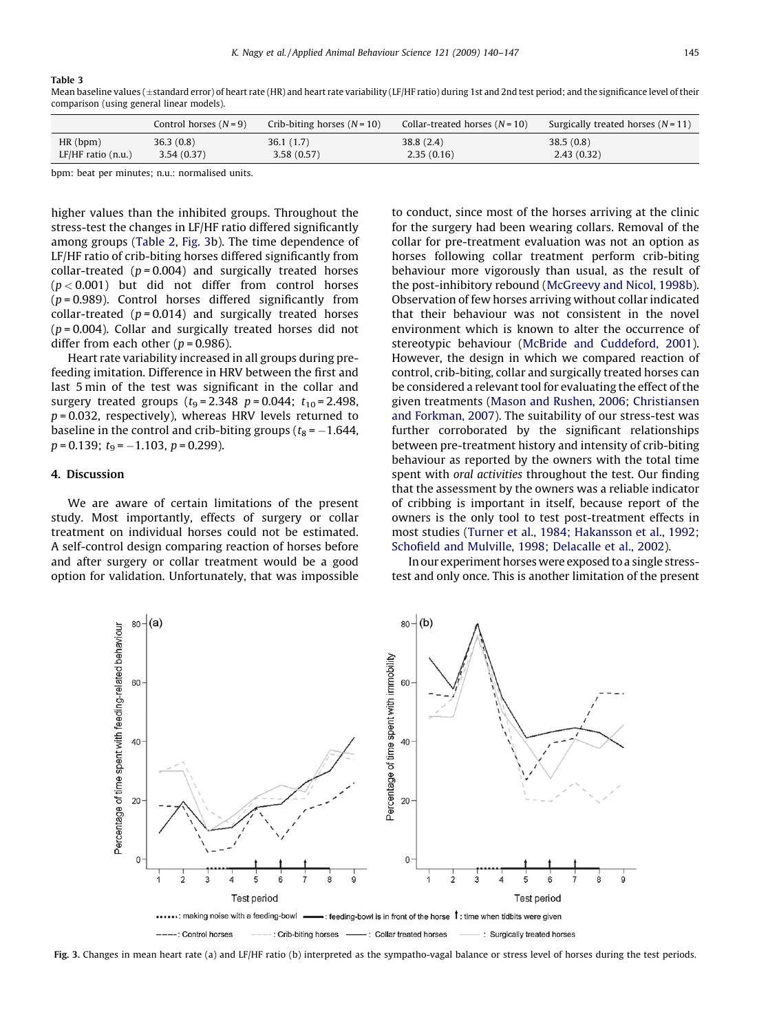**Table 3**

Mean baseline values (±standard error) of heart rate (HR) and heart rate variability (LF/HF ratio) during 1st and 2nd test period; and the significance level of their comparison (using general linear models).

| | Control horses ($N = 9$) | Crib-biting horses ($N = 10$) | Collar-treated horses ($N = 10$) | Surgically treated horses ($N = 11$) |
|---|---|---|---|---|
| HR (bpm) | 36.3 (0.8) | 36.1 (1.7) | 38.8 (2.4) | 38.5 (0.8) |
| LF/HF ratio (n.u.) | 3.54 (0.37) | 3.58 (0.57) | 2.35 (0.16) | 2.43 (0.32) |

bpm: beat per minutes; n.u.: normalised units.

higher values than the inhibited groups. Throughout the stress-test the changes in LF/HF ratio differed significantly among groups (Table 2, Fig. 3b). The time dependence of LF/HF ratio of crib-biting horses differed significantly from collar-treated ($p = 0.004$) and surgically treated horses ($p < 0.001$) but did not differ from control horses ($p = 0.989$). Control horses differed significantly from collar-treated ($p = 0.014$) and surgically treated horses ($p = 0.004$). Collar and surgically treated horses did not differ from each other ($p = 0.986$).

Heart rate variability increased in all groups during pre-feeding imitation. Difference in HRV between the first and last 5 min of the test was significant in the collar and surgery treated groups ($t_9 = 2.348$ $p = 0.044$; $t_{10} = 2.498$, $p = 0.032$, respectively), whereas HRV levels returned to baseline in the control and crib-biting groups ($t_8 = -1.644$, $p = 0.139$; $t_9 = -1.103$, $p = 0.299$).

## 4. Discussion

We are aware of certain limitations of the present study. Most importantly, effects of surgery or collar treatment on individual horses could not be estimated. A self-control design comparing reaction of horses before and after surgery or collar treatment would be a good option for validation. Unfortunately, that was impossible to conduct, since most of the horses arriving at the clinic for the surgery had been wearing collars. Removal of the collar for pre-treatment evaluation was not an option as horses following collar treatment perform crib-biting behaviour more vigorously than usual, as the result of the post-inhibitory rebound (McGreevy and Nicol, 1998b). Observation of few horses arriving without collar indicated that their behaviour was not consistent in the novel environment which is known to alter the occurrence of stereotypic behaviour (McBride and Cuddeford, 2001). However, the design in which we compared reaction of control, crib-biting, collar and surgically treated horses can be considered a relevant tool for evaluating the effect of the given treatments (Mason and Rushen, 2006; Christiansen and Forkman, 2007). The suitability of our stress-test was further corroborated by the significant relationships between pre-treatment history and intensity of crib-biting behaviour as reported by the owners with the total time spent with *oral activities* throughout the test. Our finding that the assessment by the owners was a reliable indicator of cribbing is important in itself, because report of the owners is the only tool to test post-treatment effects in most studies (Turner et al., 1984; Hakansson et al., 1992; Schofield and Mulville, 1998; Delacalle et al., 2002).

In our experiment horses were exposed to a single stress-test and only once. This is another limitation of the present

**Fig. 3.** Changes in mean heart rate (a) and LF/HF ratio (b) interpreted as the sympatho-vagal balance or stress level of horses during the test periods.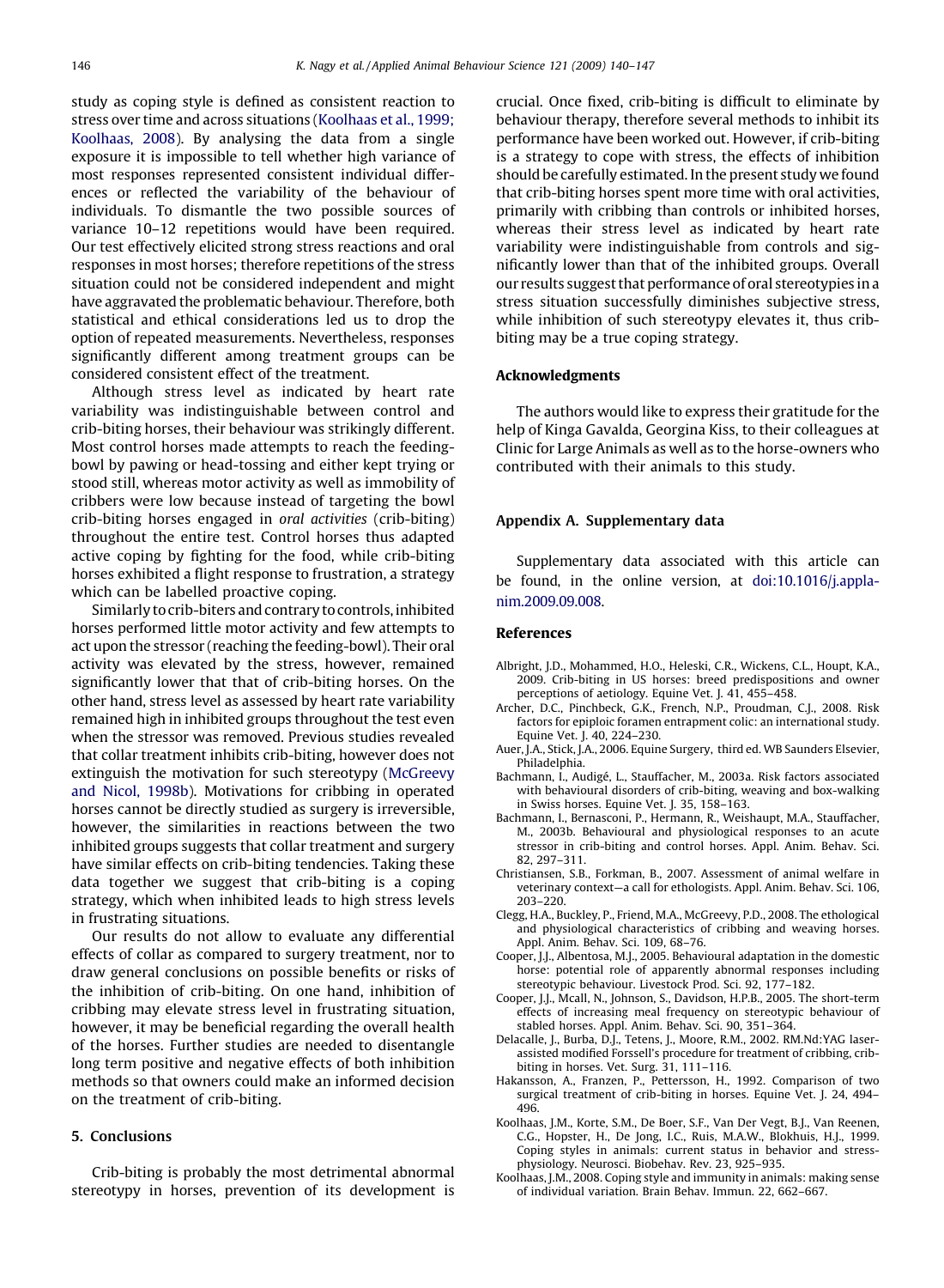study as coping style is defined as consistent reaction to stress over time and across situations (Koolhaas et al., 1999; Koolhaas, 2008). By analysing the data from a single exposure it is impossible to tell whether high variance of most responses represented consistent individual differences or reflected the variability of the behaviour of individuals. To dismantle the two possible sources of variance 10–12 repetitions would have been required. Our test effectively elicited strong stress reactions and oral responses in most horses; therefore repetitions of the stress situation could not be considered independent and might have aggravated the problematic behaviour. Therefore, both statistical and ethical considerations led us to drop the option of repeated measurements. Nevertheless, responses significantly different among treatment groups can be considered consistent effect of the treatment.

Although stress level as indicated by heart rate variability was indistinguishable between control and crib-biting horses, their behaviour was strikingly different. Most control horses made attempts to reach the feeding-bowl by pawing or head-tossing and either kept trying or stood still, whereas motor activity as well as immobility of cribbers were low because instead of targeting the bowl crib-biting horses engaged in *oral activities* (crib-biting) throughout the entire test. Control horses thus adapted active coping by fighting for the food, while crib-biting horses exhibited a flight response to frustration, a strategy which can be labelled proactive coping.

Similarly to crib-biters and contrary to controls, inhibited horses performed little motor activity and few attempts to act upon the stressor (reaching the feeding-bowl). Their oral activity was elevated by the stress, however, remained significantly lower that that of crib-biting horses. On the other hand, stress level as assessed by heart rate variability remained high in inhibited groups throughout the test even when the stressor was removed. Previous studies revealed that collar treatment inhibits crib-biting, however does not extinguish the motivation for such stereotypy (McGreevy and Nicol, 1998b). Motivations for cribbing in operated horses cannot be directly studied as surgery is irreversible, however, the similarities in reactions between the two inhibited groups suggests that collar treatment and surgery have similar effects on crib-biting tendencies. Taking these data together we suggest that crib-biting is a coping strategy, which when inhibited leads to high stress levels in frustrating situations.

Our results do not allow to evaluate any differential effects of collar as compared to surgery treatment, nor to draw general conclusions on possible benefits or risks of the inhibition of crib-biting. On one hand, inhibition of cribbing may elevate stress level in frustrating situation, however, it may be beneficial regarding the overall health of the horses. Further studies are needed to disentangle long term positive and negative effects of both inhibition methods so that owners could make an informed decision on the treatment of crib-biting.

## 5. Conclusions

Crib-biting is probably the most detrimental abnormal stereotypy in horses, prevention of its development is crucial. Once fixed, crib-biting is difficult to eliminate by behaviour therapy, therefore several methods to inhibit its performance have been worked out. However, if crib-biting is a strategy to cope with stress, the effects of inhibition should be carefully estimated. In the present study we found that crib-biting horses spent more time with oral activities, primarily with cribbing than controls or inhibited horses, whereas their stress level as indicated by heart rate variability were indistinguishable from controls and significantly lower than that of the inhibited groups. Overall our results suggest that performance of oral stereotypies in a stress situation successfully diminishes subjective stress, while inhibition of such stereotypy elevates it, thus crib-biting may be a true coping strategy.

## Acknowledgments

The authors would like to express their gratitude for the help of Kinga Gavalda, Georgina Kiss, to their colleagues at Clinic for Large Animals as well as to the horse-owners who contributed with their animals to this study.

## Appendix A. Supplementary data

Supplementary data associated with this article can be found, in the online version, at doi:10.1016/j.applanim.2009.09.008.

## References

Albright, J.D., Mohammed, H.O., Heleski, C.R., Wickens, C.L., Houpt, K.A., 2009. Crib-biting in US horses: breed predispositions and owner perceptions of aetiology. Equine Vet. J. 41, 455–458.

Archer, D.C., Pinchbeck, G.K., French, N.P., Proudman, C.J., 2008. Risk factors for epiploic foramen entrapment colic: an international study. Equine Vet. J. 40, 224–230.

Auer, J.A., Stick, J.A., 2006. Equine Surgery, third ed. WB Saunders Elsevier, Philadelphia.

Bachmann, I., Audigé, L., Stauffacher, M., 2003a. Risk factors associated with behavioural disorders of crib-biting, weaving and box-walking in Swiss horses. Equine Vet. J. 35, 158–163.

Bachmann, I., Bernasconi, P., Hermann, R., Weishaupt, M.A., Stauffacher, M., 2003b. Behavioural and physiological responses to an acute stressor in crib-biting and control horses. Appl. Anim. Behav. Sci. 82, 297–311.

Christiansen, S.B., Forkman, B., 2007. Assessment of animal welfare in veterinary context—a call for ethologists. Appl. Anim. Behav. Sci. 106, 203–220.

Clegg, H.A., Buckley, P., Friend, M.A., McGreevy, P.D., 2008. The ethological and physiological characteristics of cribbing and weaving horses. Appl. Anim. Behav. Sci. 109, 68–76.

Cooper, J.J., Albentosa, M.J., 2005. Behavioural adaptation in the domestic horse: potential role of apparently abnormal responses including stereotypic behaviour. Livestock Prod. Sci. 92, 177–182.

Cooper, J.J., Mcall, N., Johnson, S., Davidson, H.P.B., 2005. The short-term effects of increasing meal frequency on stereotypic behaviour of stabled horses. Appl. Anim. Behav. Sci. 90, 351–364.

Delacalle, J., Burba, D.J., Tetens, J., Moore, R.M., 2002. RM.Nd:YAG laser-assisted modified Forssell's procedure for treatment of cribbing, crib-biting in horses. Vet. Surg. 31, 111–116.

Hakansson, A., Franzen, P., Pettersson, H., 1992. Comparison of two surgical treatment of crib-biting in horses. Equine Vet. J. 24, 494–496.

Koolhaas, J.M., Korte, S.M., De Boer, S.F., Van Der Vegt, B.J., Van Reenen, C.G., Hopster, H., De Jong, I.C., Ruis, M.A.W., Blokhuis, H.J., 1999. Coping styles in animals: current status in behavior and stress-physiology. Neurosci. Biobehav. Rev. 23, 925–935.

Koolhaas, J.M., 2008. Coping style and immunity in animals: making sense of individual variation. Brain Behav. Immun. 22, 662–667.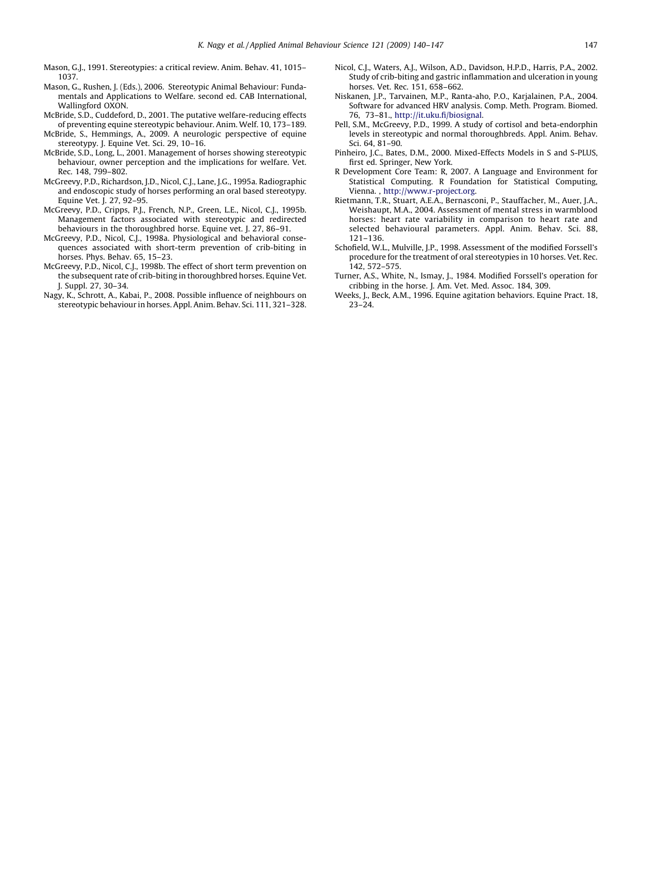Mason, G.J., 1991. Stereotypies: a critical review. Anim. Behav. 41, 1015–1037.

Mason, G., Rushen, J. (Eds.), 2006. Stereotypic Animal Behaviour: Fundamentals and Applications to Welfare. second ed. CAB International, Wallingford OXON.

McBride, S.D., Cuddeford, D., 2001. The putative welfare-reducing effects of preventing equine stereotypic behaviour. Anim. Welf. 10, 173–189.

McBride, S., Hemmings, A., 2009. A neurologic perspective of equine stereotypy. J. Equine Vet. Sci. 29, 10–16.

McBride, S.D., Long, L., 2001. Management of horses showing stereotypic behaviour, owner perception and the implications for welfare. Vet. Rec. 148, 799–802.

McGreevy, P.D., Richardson, J.D., Nicol, C.J., Lane, J.G., 1995a. Radiographic and endoscopic study of horses performing an oral based stereotypy. Equine Vet. J. 27, 92–95.

McGreevy, P.D., Cripps, P.J., French, N.P., Green, L.E., Nicol, C.J., 1995b. Management factors associated with stereotypic and redirected behaviours in the thoroughbred horse. Equine vet. J. 27, 86–91.

McGreevy, P.D., Nicol, C.J., 1998a. Physiological and behavioral consequences associated with short-term prevention of crib-biting in horses. Phys. Behav. 65, 15–23.

McGreevy, P.D., Nicol, C.J., 1998b. The effect of short term prevention on the subsequent rate of crib-biting in thoroughbred horses. Equine Vet. J. Suppl. 27, 30–34.

Nagy, K., Schrott, A., Kabai, P., 2008. Possible influence of neighbours on stereotypic behaviour in horses. Appl. Anim. Behav. Sci. 111, 321–328.

Nicol, C.J., Waters, A.J., Wilson, A.D., Davidson, H.P.D., Harris, P.A., 2002. Study of crib-biting and gastric inflammation and ulceration in young horses. Vet. Rec. 151, 658–662.

Niskanen, J.P., Tarvainen, M.P., Ranta-aho, P.O., Karjalainen, P.A., 2004. Software for advanced HRV analysis. Comp. Meth. Program. Biomed. 76, 73–81., http://it.uku.fi/biosignal.

Pell, S.M., McGreevy, P.D., 1999. A study of cortisol and beta-endorphin levels in stereotypic and normal thoroughbreds. Appl. Anim. Behav. Sci. 64, 81–90.

Pinheiro, J.C., Bates, D.M., 2000. Mixed-Effects Models in S and S-PLUS, first ed. Springer, New York.

R Development Core Team: R, 2007. A Language and Environment for Statistical Computing. R Foundation for Statistical Computing, Vienna. , http://www.r-project.org.

Rietmann, T.R., Stuart, A.E.A., Bernasconi, P., Stauffacher, M., Auer, J.A., Weishaupt, M.A., 2004. Assessment of mental stress in warmblood horses: heart rate variability in comparison to heart rate and selected behavioural parameters. Appl. Anim. Behav. Sci. 88, 121–136.

Schofield, W.L., Mulville, J.P., 1998. Assessment of the modified Forssell's procedure for the treatment of oral stereotypies in 10 horses. Vet. Rec. 142, 572–575.

Turner, A.S., White, N., Ismay, J., 1984. Modified Forssell's operation for cribbing in the horse. J. Am. Vet. Med. Assoc. 184, 309.

Weeks, J., Beck, A.M., 1996. Equine agitation behaviors. Equine Pract. 18, 23–24.